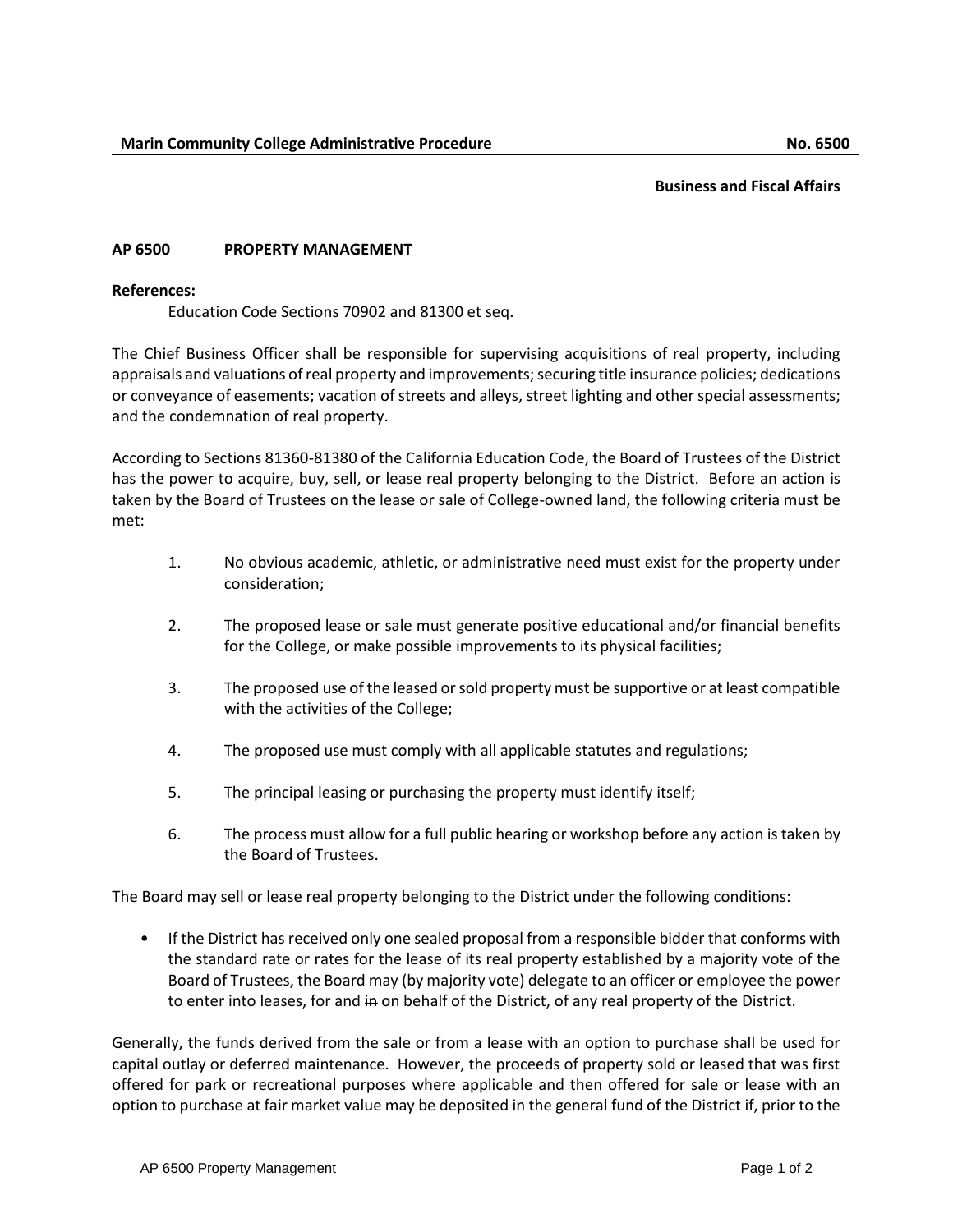**Marin Community College Administrative Procedure** **No. 6500**

**Business and Fiscal Affairs**

## AP 6500 PROPERTY MANAGEMENT

**References:**

Education Code Sections 70902 and 81300 et seq.

The Chief Business Officer shall be responsible for supervising acquisitions of real property, including appraisals and valuations of real property and improvements; securing title insurance policies; dedications or conveyance of easements; vacation of streets and alleys, street lighting and other special assessments; and the condemnation of real property.

According to Sections 81360-81380 of the California Education Code, the Board of Trustees of the District has the power to acquire, buy, sell, or lease real property belonging to the District. Before an action is taken by the Board of Trustees on the lease or sale of College-owned land, the following criteria must be met:

1. No obvious academic, athletic, or administrative need must exist for the property under consideration;
2. The proposed lease or sale must generate positive educational and/or financial benefits for the College, or make possible improvements to its physical facilities;
3. The proposed use of the leased or sold property must be supportive or at least compatible with the activities of the College;
4. The proposed use must comply with all applicable statutes and regulations;
5. The principal leasing or purchasing the property must identify itself;
6. The process must allow for a full public hearing or workshop before any action is taken by the Board of Trustees.

The Board may sell or lease real property belonging to the District under the following conditions:

- If the District has received only one sealed proposal from a responsible bidder that conforms with the standard rate or rates for the lease of its real property established by a majority vote of the Board of Trustees, the Board may (by majority vote) delegate to an officer or employee the power to enter into leases, for and ~~in~~ on behalf of the District, of any real property of the District.

Generally, the funds derived from the sale or from a lease with an option to purchase shall be used for capital outlay or deferred maintenance. However, the proceeds of property sold or leased that was first offered for park or recreational purposes where applicable and then offered for sale or lease with an option to purchase at fair market value may be deposited in the general fund of the District if, prior to the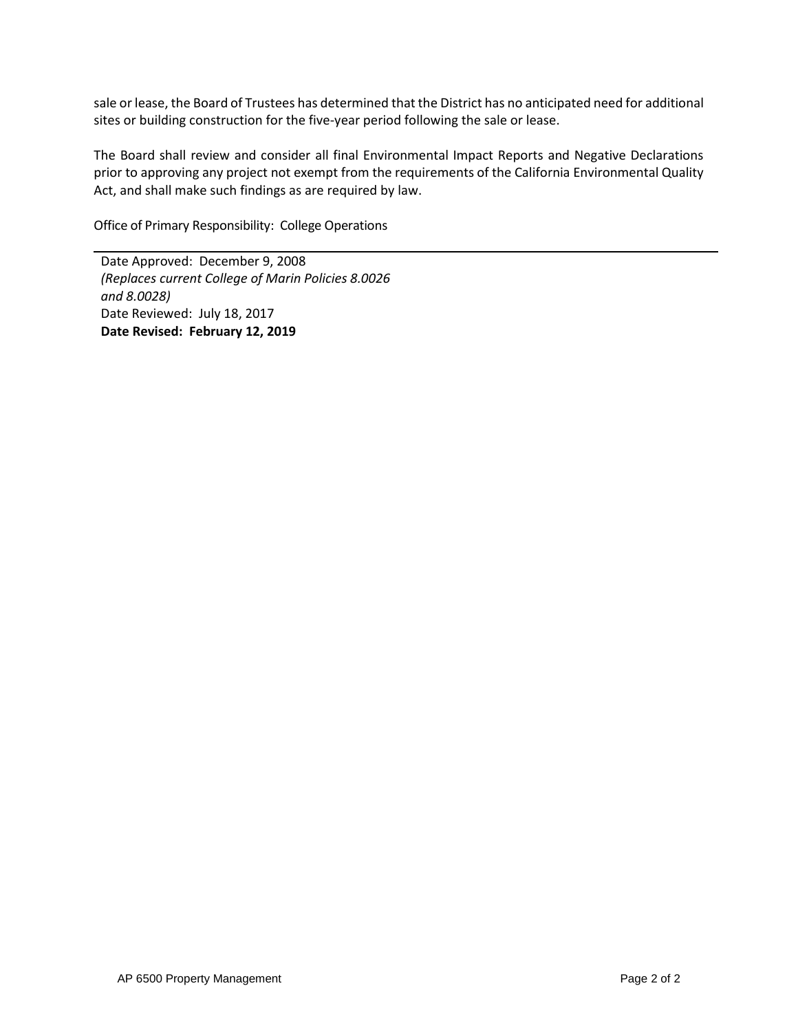sale or lease, the Board of Trustees has determined that the District has no anticipated need for additional sites or building construction for the five-year period following the sale or lease.

The Board shall review and consider all final Environmental Impact Reports and Negative Declarations prior to approving any project not exempt from the requirements of the California Environmental Quality Act, and shall make such findings as are required by law.

Office of Primary Responsibility: College Operations

---

Date Approved: December 9, 2008
*(Replaces current College of Marin Policies 8.0026 and 8.0028)*
Date Reviewed: July 18, 2017
**Date Revised: February 12, 2019**